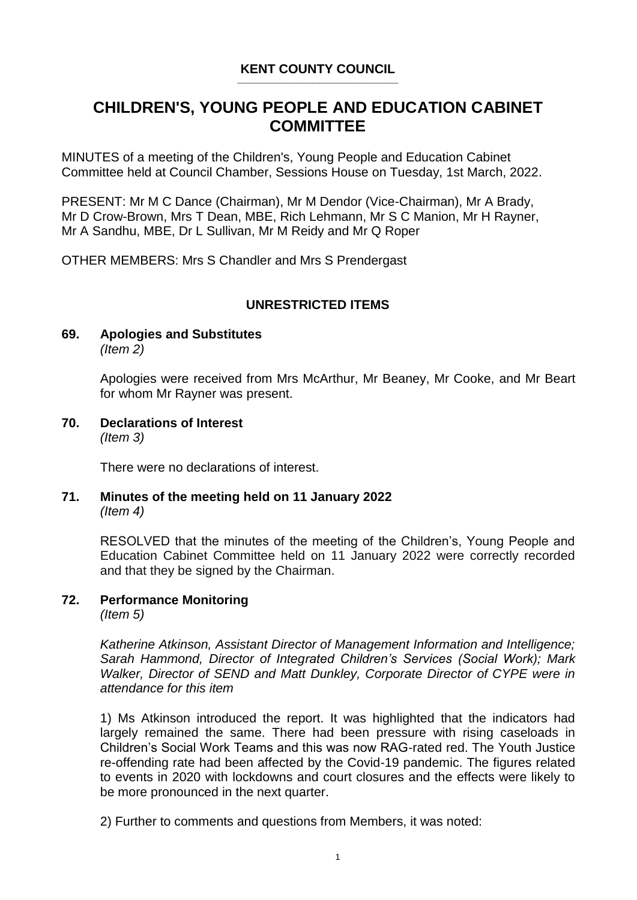**KENT COUNTY COUNCIL**

# CHILDREN'S, YOUNG PEOPLE AND EDUCATION CABINET COMMITTEE

MINUTES of a meeting of the Children's, Young People and Education Cabinet Committee held at Council Chamber, Sessions House on Tuesday, 1st March, 2022.

PRESENT: Mr M C Dance (Chairman), Mr M Dendor (Vice-Chairman), Mr A Brady, Mr D Crow-Brown, Mrs T Dean, MBE, Rich Lehmann, Mr S C Manion, Mr H Rayner, Mr A Sandhu, MBE, Dr L Sullivan, Mr M Reidy and Mr Q Roper

OTHER MEMBERS: Mrs S Chandler and Mrs S Prendergast

## UNRESTRICTED ITEMS

### 69. Apologies and Substitutes
*(Item 2)*

Apologies were received from Mrs McArthur, Mr Beaney, Mr Cooke, and Mr Beart for whom Mr Rayner was present.

### 70. Declarations of Interest
*(Item 3)*

There were no declarations of interest.

### 71. Minutes of the meeting held on 11 January 2022
*(Item 4)*

RESOLVED that the minutes of the meeting of the Children's, Young People and Education Cabinet Committee held on 11 January 2022 were correctly recorded and that they be signed by the Chairman.

### 72. Performance Monitoring
*(Item 5)*

*Katherine Atkinson, Assistant Director of Management Information and Intelligence; Sarah Hammond, Director of Integrated Children's Services (Social Work); Mark Walker, Director of SEND and Matt Dunkley, Corporate Director of CYPE were in attendance for this item*

1) Ms Atkinson introduced the report. It was highlighted that the indicators had largely remained the same. There had been pressure with rising caseloads in Children's Social Work Teams and this was now RAG-rated red. The Youth Justice re-offending rate had been affected by the Covid-19 pandemic. The figures related to events in 2020 with lockdowns and court closures and the effects were likely to be more pronounced in the next quarter.

2) Further to comments and questions from Members, it was noted: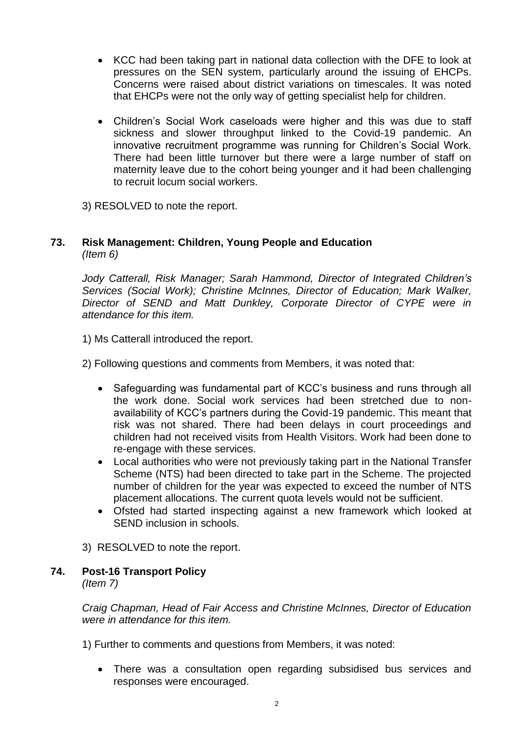- KCC had been taking part in national data collection with the DFE to look at pressures on the SEN system, particularly around the issuing of EHCPs. Concerns were raised about district variations on timescales. It was noted that EHCPs were not the only way of getting specialist help for children.

- Children's Social Work caseloads were higher and this was due to staff sickness and slower throughput linked to the Covid-19 pandemic. An innovative recruitment programme was running for Children's Social Work. There had been little turnover but there were a large number of staff on maternity leave due to the cohort being younger and it had been challenging to recruit locum social workers.

3) RESOLVED to note the report.

## 73. Risk Management: Children, Young People and Education
*(Item 6)*

*Jody Catterall, Risk Manager; Sarah Hammond, Director of Integrated Children's Services (Social Work); Christine McInnes, Director of Education; Mark Walker, Director of SEND and Matt Dunkley, Corporate Director of CYPE were in attendance for this item.*

1) Ms Catterall introduced the report.

2) Following questions and comments from Members, it was noted that:

- Safeguarding was fundamental part of KCC's business and runs through all the work done. Social work services had been stretched due to non-availability of KCC's partners during the Covid-19 pandemic. This meant that risk was not shared. There had been delays in court proceedings and children had not received visits from Health Visitors. Work had been done to re-engage with these services.
- Local authorities who were not previously taking part in the National Transfer Scheme (NTS) had been directed to take part in the Scheme. The projected number of children for the year was expected to exceed the number of NTS placement allocations. The current quota levels would not be sufficient.
- Ofsted had started inspecting against a new framework which looked at SEND inclusion in schools.

3) RESOLVED to note the report.

## 74. Post-16 Transport Policy
*(Item 7)*

*Craig Chapman, Head of Fair Access and Christine McInnes, Director of Education were in attendance for this item.*

1) Further to comments and questions from Members, it was noted:

- There was a consultation open regarding subsidised bus services and responses were encouraged.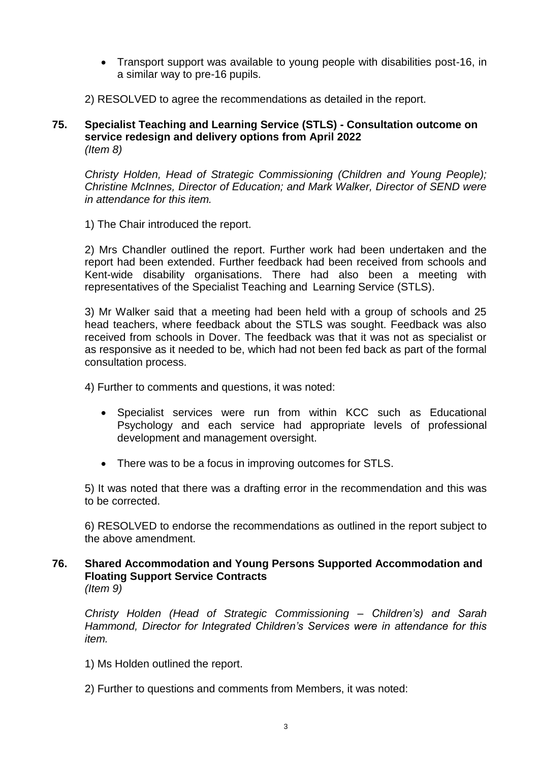- Transport support was available to young people with disabilities post-16, in a similar way to pre-16 pupils.

2) RESOLVED to agree the recommendations as detailed in the report.

## 75. Specialist Teaching and Learning Service (STLS) - Consultation outcome on service redesign and delivery options from April 2022
*(Item 8)*

*Christy Holden, Head of Strategic Commissioning (Children and Young People); Christine McInnes, Director of Education; and Mark Walker, Director of SEND were in attendance for this item.*

1) The Chair introduced the report.

2) Mrs Chandler outlined the report. Further work had been undertaken and the report had been extended. Further feedback had been received from schools and Kent-wide disability organisations. There had also been a meeting with representatives of the Specialist Teaching and Learning Service (STLS).

3) Mr Walker said that a meeting had been held with a group of schools and 25 head teachers, where feedback about the STLS was sought. Feedback was also received from schools in Dover. The feedback was that it was not as specialist or as responsive as it needed to be, which had not been fed back as part of the formal consultation process.

4) Further to comments and questions, it was noted:

- Specialist services were run from within KCC such as Educational Psychology and each service had appropriate levels of professional development and management oversight.
- There was to be a focus in improving outcomes for STLS.

5) It was noted that there was a drafting error in the recommendation and this was to be corrected.

6) RESOLVED to endorse the recommendations as outlined in the report subject to the above amendment.

## 76. Shared Accommodation and Young Persons Supported Accommodation and Floating Support Service Contracts
*(Item 9)*

*Christy Holden (Head of Strategic Commissioning – Children's) and Sarah Hammond, Director for Integrated Children's Services were in attendance for this item.*

1) Ms Holden outlined the report.

2) Further to questions and comments from Members, it was noted: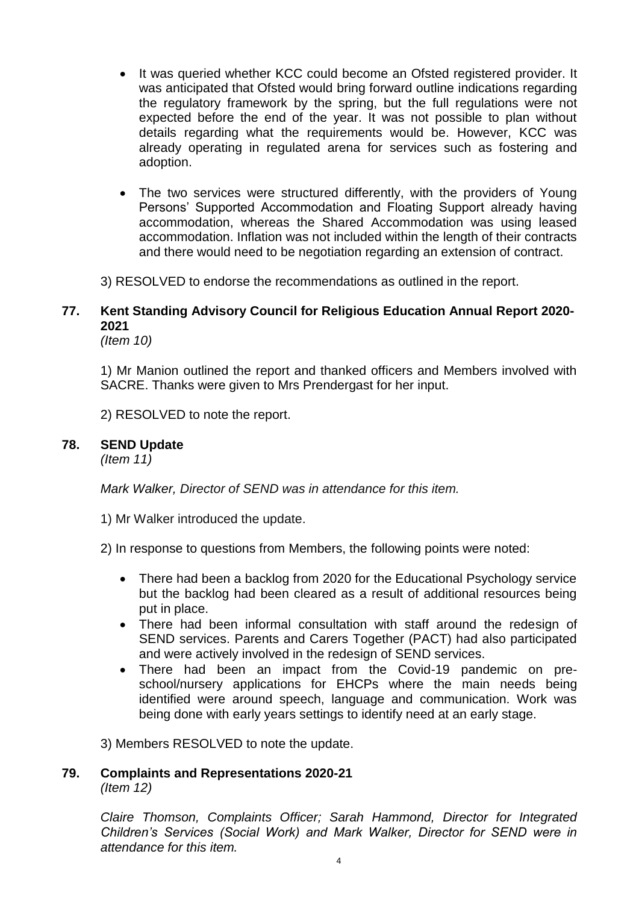- It was queried whether KCC could become an Ofsted registered provider. It was anticipated that Ofsted would bring forward outline indications regarding the regulatory framework by the spring, but the full regulations were not expected before the end of the year. It was not possible to plan without details regarding what the requirements would be. However, KCC was already operating in regulated arena for services such as fostering and adoption.

- The two services were structured differently, with the providers of Young Persons' Supported Accommodation and Floating Support already having accommodation, whereas the Shared Accommodation was using leased accommodation. Inflation was not included within the length of their contracts and there would need to be negotiation regarding an extension of contract.

3) RESOLVED to endorse the recommendations as outlined in the report.

## 77. Kent Standing Advisory Council for Religious Education Annual Report 2020-2021

*(Item 10)*

1) Mr Manion outlined the report and thanked officers and Members involved with SACRE. Thanks were given to Mrs Prendergast for her input.

2) RESOLVED to note the report.

## 78. SEND Update

*(Item 11)*

*Mark Walker, Director of SEND was in attendance for this item.*

1) Mr Walker introduced the update.

2) In response to questions from Members, the following points were noted:

- There had been a backlog from 2020 for the Educational Psychology service but the backlog had been cleared as a result of additional resources being put in place.
- There had been informal consultation with staff around the redesign of SEND services. Parents and Carers Together (PACT) had also participated and were actively involved in the redesign of SEND services.
- There had been an impact from the Covid-19 pandemic on pre-school/nursery applications for EHCPs where the main needs being identified were around speech, language and communication. Work was being done with early years settings to identify need at an early stage.

3) Members RESOLVED to note the update.

## 79. Complaints and Representations 2020-21

*(Item 12)*

*Claire Thomson, Complaints Officer; Sarah Hammond, Director for Integrated Children's Services (Social Work) and Mark Walker, Director for SEND were in attendance for this item.*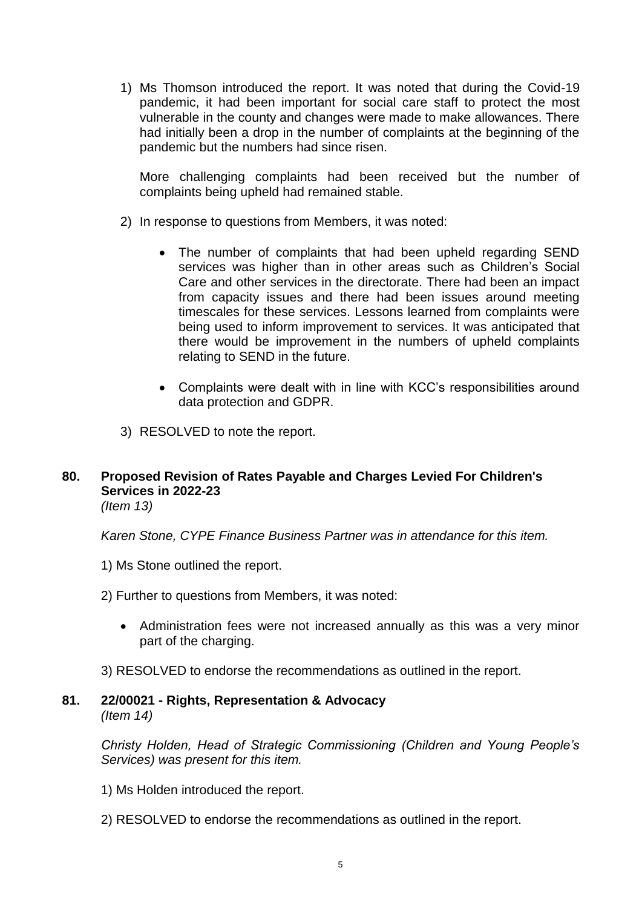1) Ms Thomson introduced the report. It was noted that during the Covid-19 pandemic, it had been important for social care staff to protect the most vulnerable in the county and changes were made to make allowances. There had initially been a drop in the number of complaints at the beginning of the pandemic but the numbers had since risen.

   More challenging complaints had been received but the number of complaints being upheld had remained stable.

2) In response to questions from Members, it was noted:

   - The number of complaints that had been upheld regarding SEND services was higher than in other areas such as Children's Social Care and other services in the directorate. There had been an impact from capacity issues and there had been issues around meeting timescales for these services. Lessons learned from complaints were being used to inform improvement to services. It was anticipated that there would be improvement in the numbers of upheld complaints relating to SEND in the future.

   - Complaints were dealt with in line with KCC's responsibilities around data protection and GDPR.

3) RESOLVED to note the report.

## 80. Proposed Revision of Rates Payable and Charges Levied For Children's Services in 2022-23

*(Item 13)*

*Karen Stone, CYPE Finance Business Partner was in attendance for this item.*

1) Ms Stone outlined the report.

2) Further to questions from Members, it was noted:

   - Administration fees were not increased annually as this was a very minor part of the charging.

3) RESOLVED to endorse the recommendations as outlined in the report.

## 81. 22/00021 - Rights, Representation & Advocacy

*(Item 14)*

*Christy Holden, Head of Strategic Commissioning (Children and Young People's Services) was present for this item.*

1) Ms Holden introduced the report.

2) RESOLVED to endorse the recommendations as outlined in the report.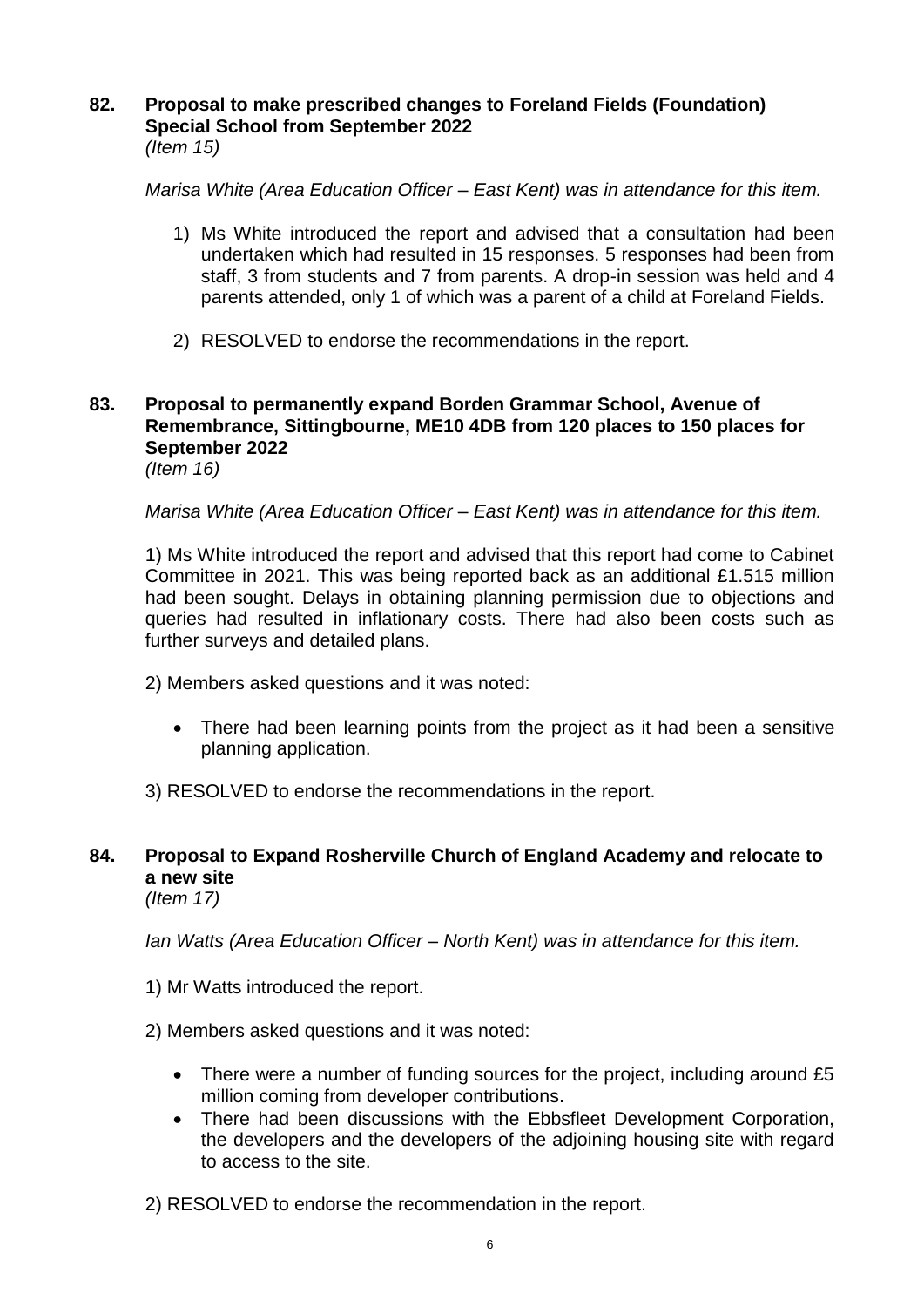## 82. Proposal to make prescribed changes to Foreland Fields (Foundation) Special School from September 2022

*(Item 15)*

*Marisa White (Area Education Officer – East Kent) was in attendance for this item.*

1) Ms White introduced the report and advised that a consultation had been undertaken which had resulted in 15 responses. 5 responses had been from staff, 3 from students and 7 from parents. A drop-in session was held and 4 parents attended, only 1 of which was a parent of a child at Foreland Fields.

2) RESOLVED to endorse the recommendations in the report.

## 83. Proposal to permanently expand Borden Grammar School, Avenue of Remembrance, Sittingbourne, ME10 4DB from 120 places to 150 places for September 2022

*(Item 16)*

*Marisa White (Area Education Officer – East Kent) was in attendance for this item.*

1) Ms White introduced the report and advised that this report had come to Cabinet Committee in 2021. This was being reported back as an additional £1.515 million had been sought. Delays in obtaining planning permission due to objections and queries had resulted in inflationary costs. There had also been costs such as further surveys and detailed plans.

2) Members asked questions and it was noted:

- There had been learning points from the project as it had been a sensitive planning application.

3) RESOLVED to endorse the recommendations in the report.

## 84. Proposal to Expand Rosherville Church of England Academy and relocate to a new site

*(Item 17)*

*Ian Watts (Area Education Officer – North Kent) was in attendance for this item.*

1) Mr Watts introduced the report.

2) Members asked questions and it was noted:

- There were a number of funding sources for the project, including around £5 million coming from developer contributions.
- There had been discussions with the Ebbsfleet Development Corporation, the developers and the developers of the adjoining housing site with regard to access to the site.

2) RESOLVED to endorse the recommendation in the report.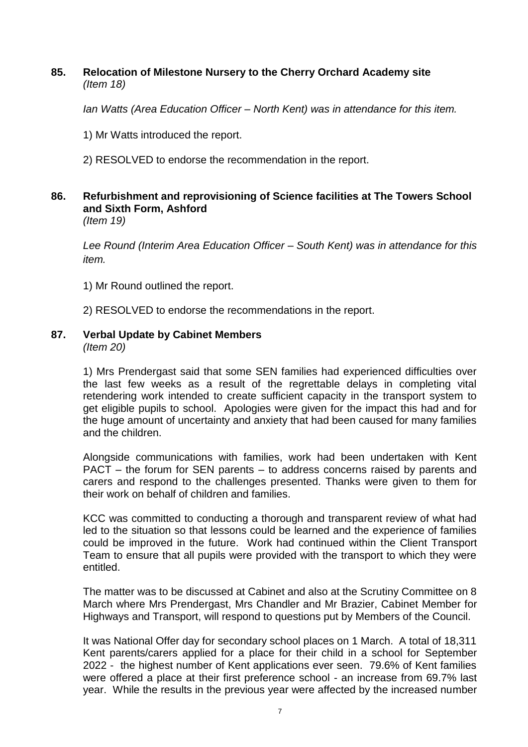## 85. Relocation of Milestone Nursery to the Cherry Orchard Academy site
*(Item 18)*

*Ian Watts (Area Education Officer – North Kent) was in attendance for this item.*

1) Mr Watts introduced the report.

2) RESOLVED to endorse the recommendation in the report.

## 86. Refurbishment and reprovisioning of Science facilities at The Towers School and Sixth Form, Ashford
*(Item 19)*

*Lee Round (Interim Area Education Officer – South Kent) was in attendance for this item.*

1) Mr Round outlined the report.

2) RESOLVED to endorse the recommendations in the report.

## 87. Verbal Update by Cabinet Members
*(Item 20)*

1) Mrs Prendergast said that some SEN families had experienced difficulties over the last few weeks as a result of the regrettable delays in completing vital retendering work intended to create sufficient capacity in the transport system to get eligible pupils to school. Apologies were given for the impact this had and for the huge amount of uncertainty and anxiety that had been caused for many families and the children.

Alongside communications with families, work had been undertaken with Kent PACT – the forum for SEN parents – to address concerns raised by parents and carers and respond to the challenges presented. Thanks were given to them for their work on behalf of children and families.

KCC was committed to conducting a thorough and transparent review of what had led to the situation so that lessons could be learned and the experience of families could be improved in the future. Work had continued within the Client Transport Team to ensure that all pupils were provided with the transport to which they were entitled.

The matter was to be discussed at Cabinet and also at the Scrutiny Committee on 8 March where Mrs Prendergast, Mrs Chandler and Mr Brazier, Cabinet Member for Highways and Transport, will respond to questions put by Members of the Council.

It was National Offer day for secondary school places on 1 March. A total of 18,311 Kent parents/carers applied for a place for their child in a school for September 2022 - the highest number of Kent applications ever seen. 79.6% of Kent families were offered a place at their first preference school - an increase from 69.7% last year. While the results in the previous year were affected by the increased number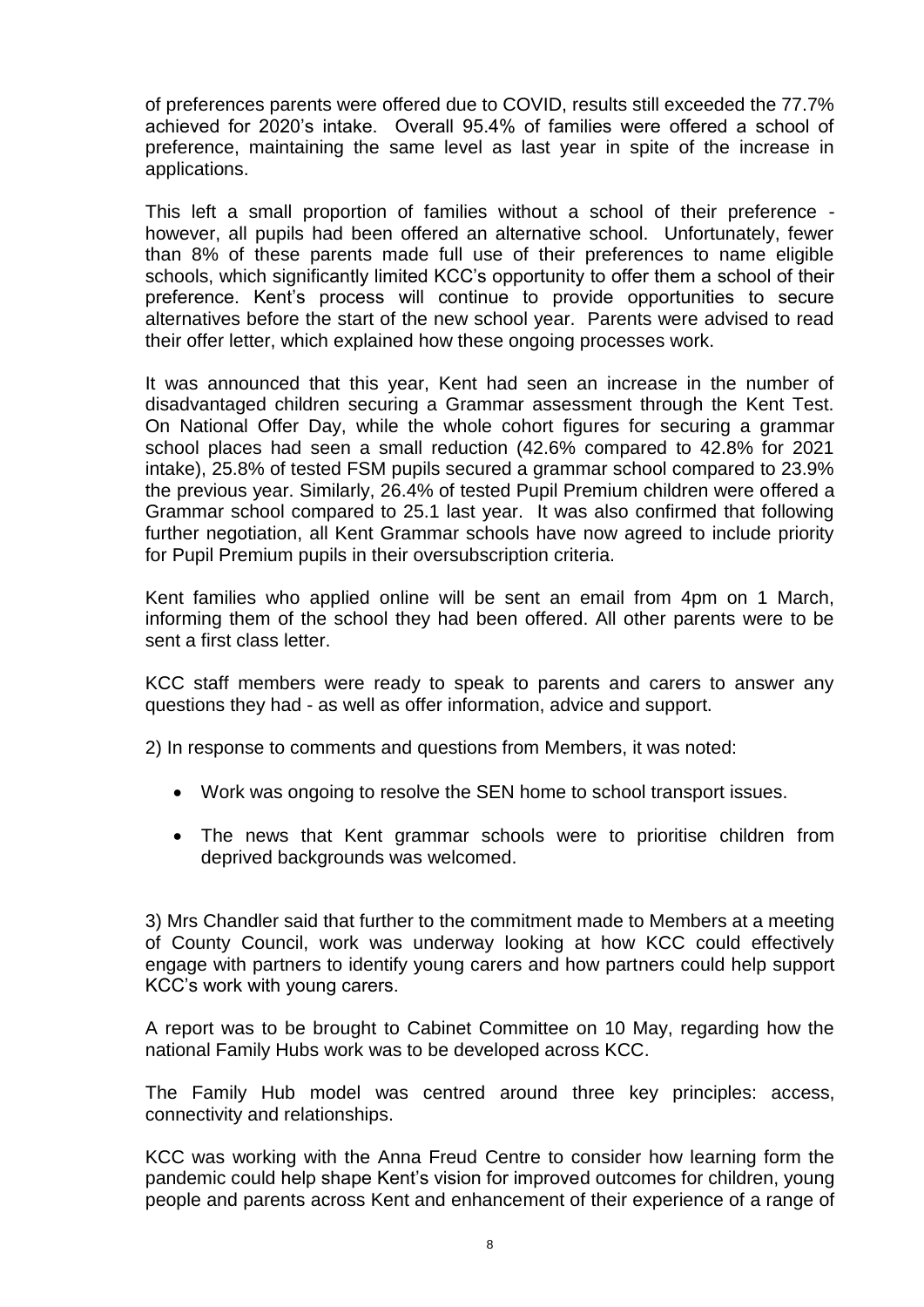of preferences parents were offered due to COVID, results still exceeded the 77.7% achieved for 2020's intake. Overall 95.4% of families were offered a school of preference, maintaining the same level as last year in spite of the increase in applications.

This left a small proportion of families without a school of their preference - however, all pupils had been offered an alternative school. Unfortunately, fewer than 8% of these parents made full use of their preferences to name eligible schools, which significantly limited KCC's opportunity to offer them a school of their preference. Kent's process will continue to provide opportunities to secure alternatives before the start of the new school year. Parents were advised to read their offer letter, which explained how these ongoing processes work.

It was announced that this year, Kent had seen an increase in the number of disadvantaged children securing a Grammar assessment through the Kent Test. On National Offer Day, while the whole cohort figures for securing a grammar school places had seen a small reduction (42.6% compared to 42.8% for 2021 intake), 25.8% of tested FSM pupils secured a grammar school compared to 23.9% the previous year. Similarly, 26.4% of tested Pupil Premium children were offered a Grammar school compared to 25.1 last year. It was also confirmed that following further negotiation, all Kent Grammar schools have now agreed to include priority for Pupil Premium pupils in their oversubscription criteria.

Kent families who applied online will be sent an email from 4pm on 1 March, informing them of the school they had been offered. All other parents were to be sent a first class letter.

KCC staff members were ready to speak to parents and carers to answer any questions they had - as well as offer information, advice and support.

2) In response to comments and questions from Members, it was noted:

- Work was ongoing to resolve the SEN home to school transport issues.
- The news that Kent grammar schools were to prioritise children from deprived backgrounds was welcomed.

3) Mrs Chandler said that further to the commitment made to Members at a meeting of County Council, work was underway looking at how KCC could effectively engage with partners to identify young carers and how partners could help support KCC's work with young carers.

A report was to be brought to Cabinet Committee on 10 May, regarding how the national Family Hubs work was to be developed across KCC.

The Family Hub model was centred around three key principles: access, connectivity and relationships.

KCC was working with the Anna Freud Centre to consider how learning form the pandemic could help shape Kent's vision for improved outcomes for children, young people and parents across Kent and enhancement of their experience of a range of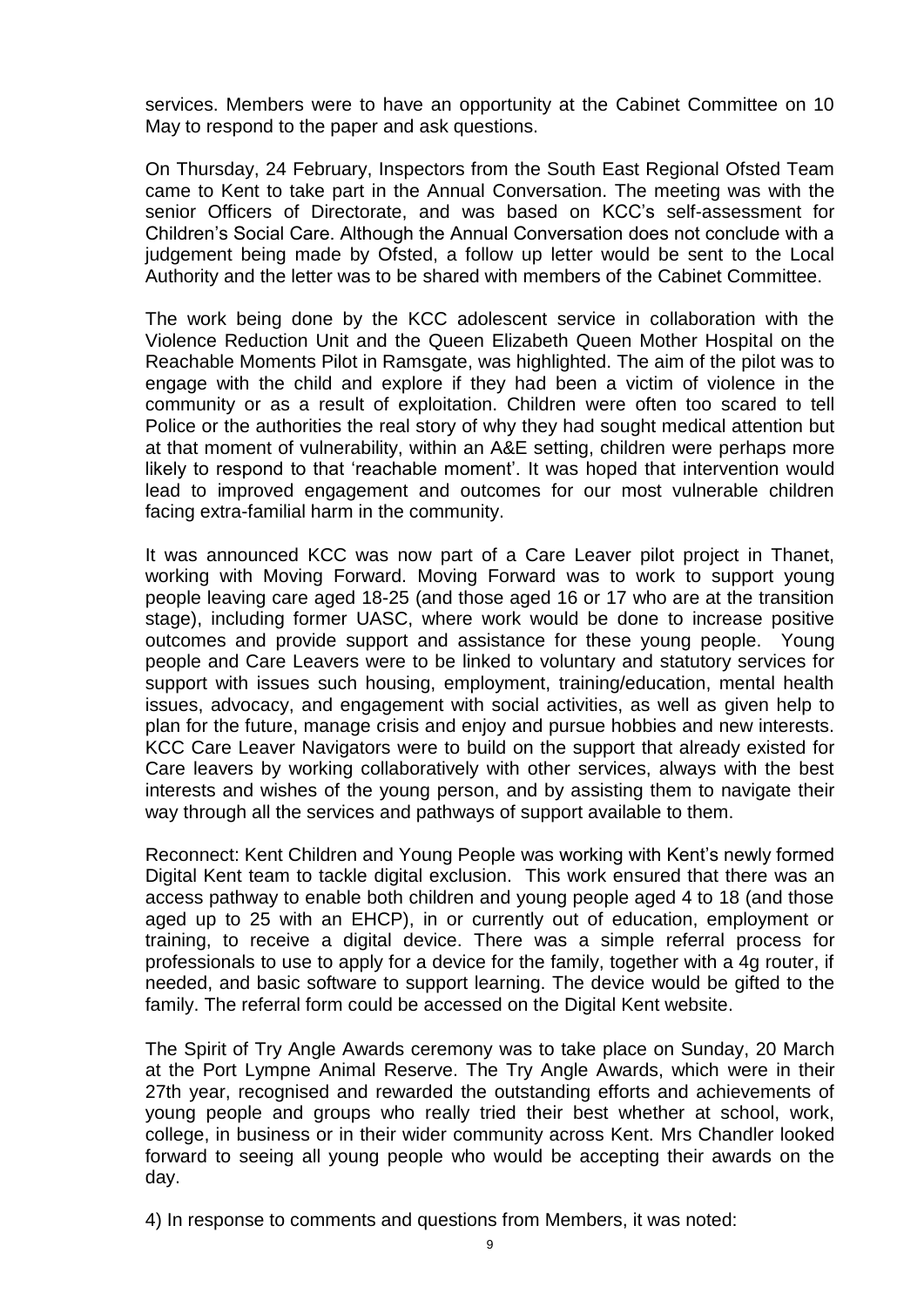services. Members were to have an opportunity at the Cabinet Committee on 10 May to respond to the paper and ask questions.

On Thursday, 24 February, Inspectors from the South East Regional Ofsted Team came to Kent to take part in the Annual Conversation. The meeting was with the senior Officers of Directorate, and was based on KCC's self-assessment for Children's Social Care. Although the Annual Conversation does not conclude with a judgement being made by Ofsted, a follow up letter would be sent to the Local Authority and the letter was to be shared with members of the Cabinet Committee.

The work being done by the KCC adolescent service in collaboration with the Violence Reduction Unit and the Queen Elizabeth Queen Mother Hospital on the Reachable Moments Pilot in Ramsgate, was highlighted. The aim of the pilot was to engage with the child and explore if they had been a victim of violence in the community or as a result of exploitation. Children were often too scared to tell Police or the authorities the real story of why they had sought medical attention but at that moment of vulnerability, within an A&E setting, children were perhaps more likely to respond to that 'reachable moment'. It was hoped that intervention would lead to improved engagement and outcomes for our most vulnerable children facing extra-familial harm in the community.

It was announced KCC was now part of a Care Leaver pilot project in Thanet, working with Moving Forward. Moving Forward was to work to support young people leaving care aged 18-25 (and those aged 16 or 17 who are at the transition stage), including former UASC, where work would be done to increase positive outcomes and provide support and assistance for these young people. Young people and Care Leavers were to be linked to voluntary and statutory services for support with issues such housing, employment, training/education, mental health issues, advocacy, and engagement with social activities, as well as given help to plan for the future, manage crisis and enjoy and pursue hobbies and new interests. KCC Care Leaver Navigators were to build on the support that already existed for Care leavers by working collaboratively with other services, always with the best interests and wishes of the young person, and by assisting them to navigate their way through all the services and pathways of support available to them.

Reconnect: Kent Children and Young People was working with Kent's newly formed Digital Kent team to tackle digital exclusion. This work ensured that there was an access pathway to enable both children and young people aged 4 to 18 (and those aged up to 25 with an EHCP), in or currently out of education, employment or training, to receive a digital device. There was a simple referral process for professionals to use to apply for a device for the family, together with a 4g router, if needed, and basic software to support learning. The device would be gifted to the family. The referral form could be accessed on the Digital Kent website.

The Spirit of Try Angle Awards ceremony was to take place on Sunday, 20 March at the Port Lympne Animal Reserve. The Try Angle Awards, which were in their 27th year, recognised and rewarded the outstanding efforts and achievements of young people and groups who really tried their best whether at school, work, college, in business or in their wider community across Kent. Mrs Chandler looked forward to seeing all young people who would be accepting their awards on the day.

4) In response to comments and questions from Members, it was noted: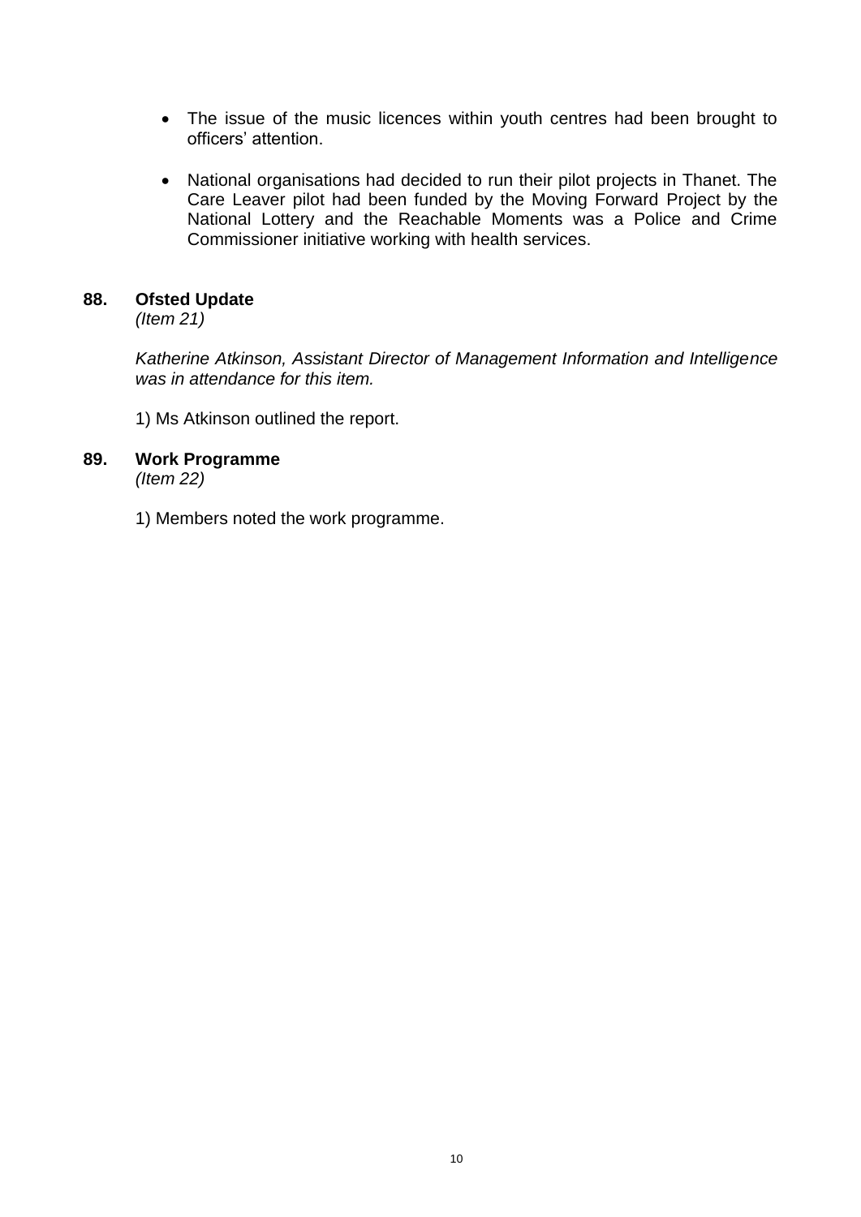- The issue of the music licences within youth centres had been brought to officers' attention.
- National organisations had decided to run their pilot projects in Thanet. The Care Leaver pilot had been funded by the Moving Forward Project by the National Lottery and the Reachable Moments was a Police and Crime Commissioner initiative working with health services.

## 88. Ofsted Update

*(Item 21)*

*Katherine Atkinson, Assistant Director of Management Information and Intelligence was in attendance for this item.*

1) Ms Atkinson outlined the report.

## 89. Work Programme

*(Item 22)*

1) Members noted the work programme.